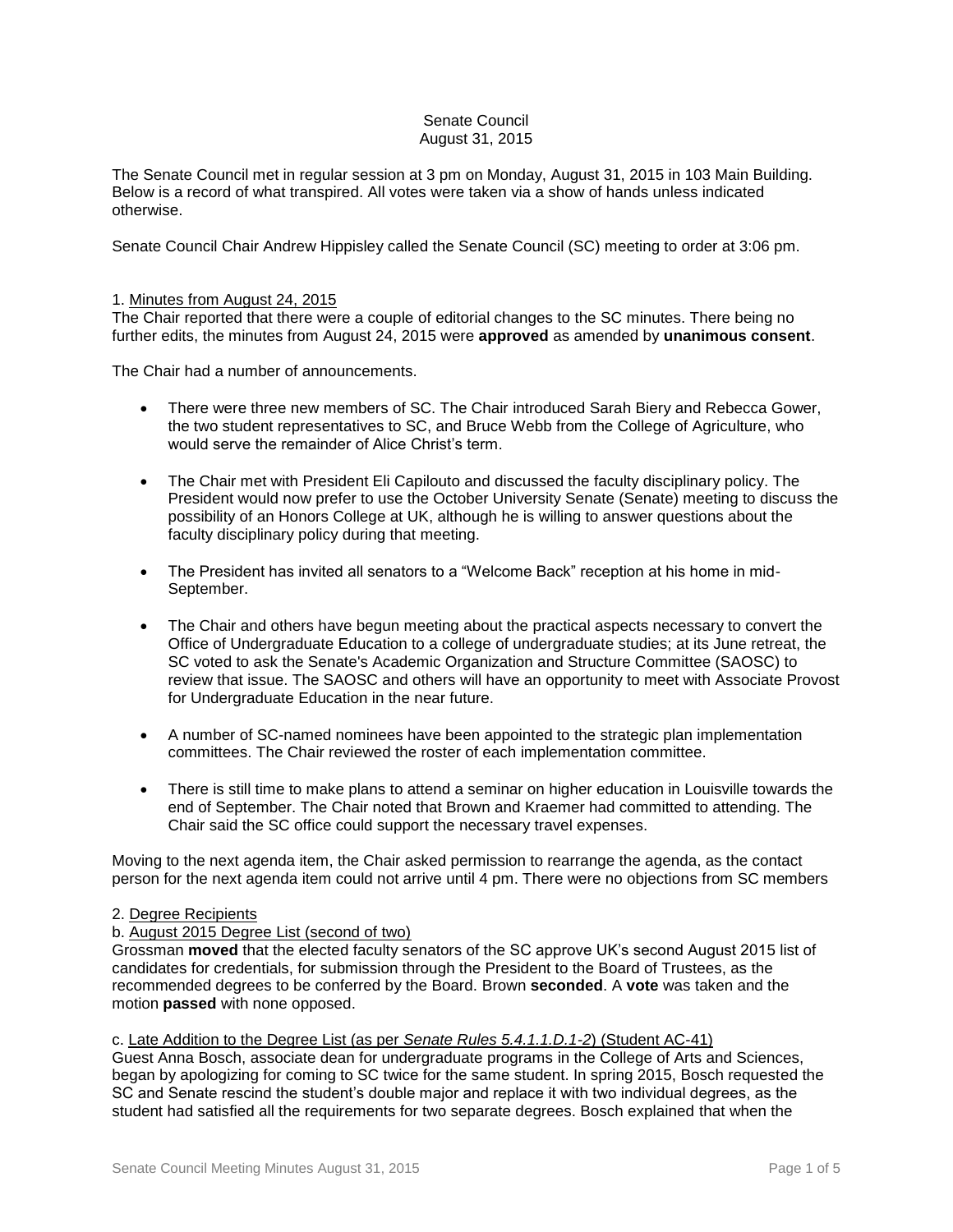Senate Council
August 31, 2015

The Senate Council met in regular session at 3 pm on Monday, August 31, 2015 in 103 Main Building. Below is a record of what transpired. All votes were taken via a show of hands unless indicated otherwise.

Senate Council Chair Andrew Hippisley called the Senate Council (SC) meeting to order at 3:06 pm.

1. Minutes from August 24, 2015

The Chair reported that there were a couple of editorial changes to the SC minutes. There being no further edits, the minutes from August 24, 2015 were **approved** as amended by **unanimous consent**.

The Chair had a number of announcements.

- There were three new members of SC. The Chair introduced Sarah Biery and Rebecca Gower, the two student representatives to SC, and Bruce Webb from the College of Agriculture, who would serve the remainder of Alice Christ's term.

- The Chair met with President Eli Capilouto and discussed the faculty disciplinary policy. The President would now prefer to use the October University Senate (Senate) meeting to discuss the possibility of an Honors College at UK, although he is willing to answer questions about the faculty disciplinary policy during that meeting.

- The President has invited all senators to a "Welcome Back" reception at his home in mid-September.

- The Chair and others have begun meeting about the practical aspects necessary to convert the Office of Undergraduate Education to a college of undergraduate studies; at its June retreat, the SC voted to ask the Senate's Academic Organization and Structure Committee (SAOSC) to review that issue. The SAOSC and others will have an opportunity to meet with Associate Provost for Undergraduate Education in the near future.

- A number of SC-named nominees have been appointed to the strategic plan implementation committees. The Chair reviewed the roster of each implementation committee.

- There is still time to make plans to attend a seminar on higher education in Louisville towards the end of September. The Chair noted that Brown and Kraemer had committed to attending. The Chair said the SC office could support the necessary travel expenses.

Moving to the next agenda item, the Chair asked permission to rearrange the agenda, as the contact person for the next agenda item could not arrive until 4 pm. There were no objections from SC members

2. Degree Recipients

b. August 2015 Degree List (second of two)

Grossman **moved** that the elected faculty senators of the SC approve UK's second August 2015 list of candidates for credentials, for submission through the President to the Board of Trustees, as the recommended degrees to be conferred by the Board. Brown **seconded**. A **vote** was taken and the motion **passed** with none opposed.

c. Late Addition to the Degree List (as per *Senate Rules 5.4.1.1.D.1-2*) (Student AC-41)

Guest Anna Bosch, associate dean for undergraduate programs in the College of Arts and Sciences, began by apologizing for coming to SC twice for the same student. In spring 2015, Bosch requested the SC and Senate rescind the student's double major and replace it with two individual degrees, as the student had satisfied all the requirements for two separate degrees. Bosch explained that when the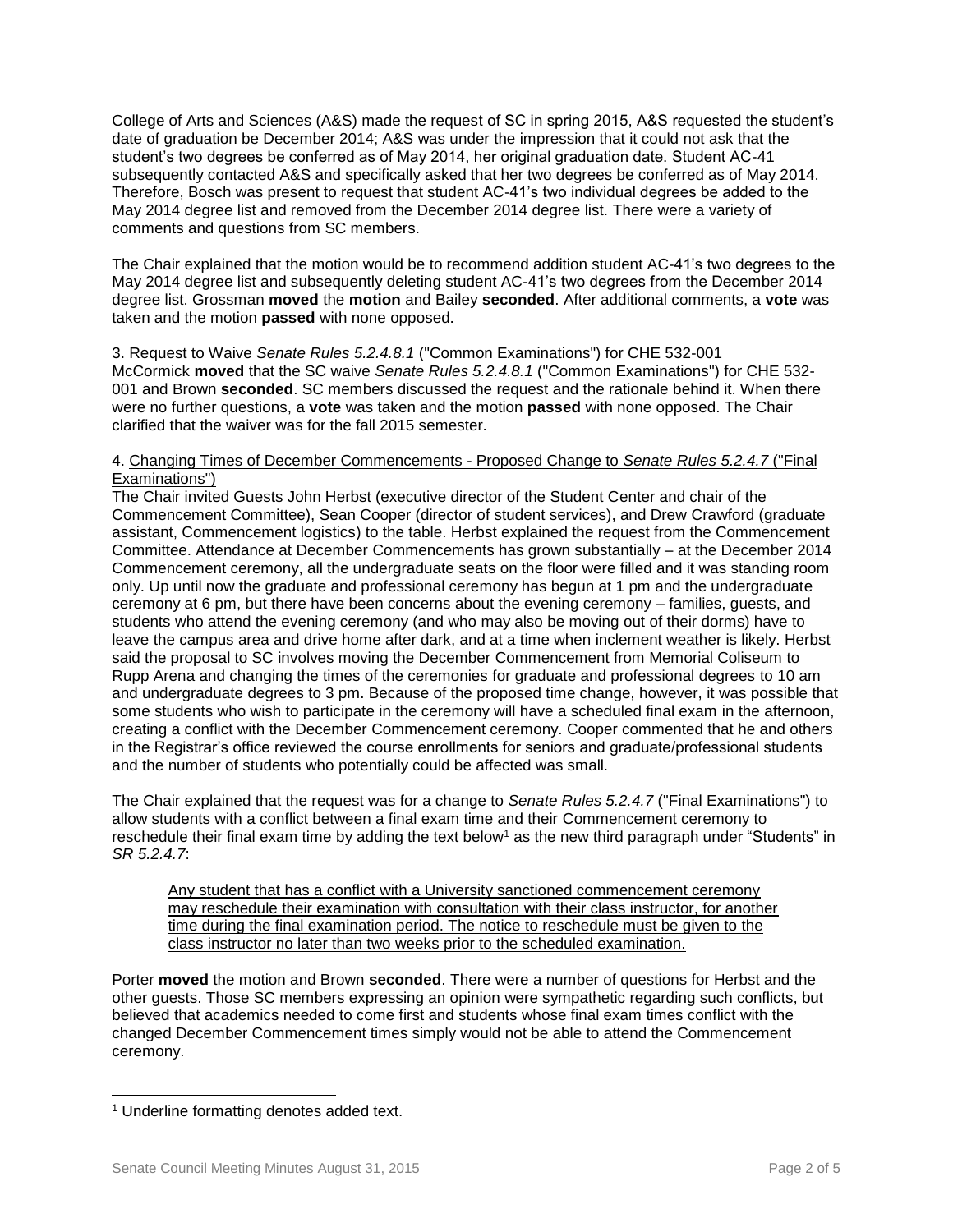College of Arts and Sciences (A&S) made the request of SC in spring 2015, A&S requested the student's date of graduation be December 2014; A&S was under the impression that it could not ask that the student's two degrees be conferred as of May 2014, her original graduation date. Student AC-41 subsequently contacted A&S and specifically asked that her two degrees be conferred as of May 2014. Therefore, Bosch was present to request that student AC-41's two individual degrees be added to the May 2014 degree list and removed from the December 2014 degree list. There were a variety of comments and questions from SC members.

The Chair explained that the motion would be to recommend addition student AC-41's two degrees to the May 2014 degree list and subsequently deleting student AC-41's two degrees from the December 2014 degree list. Grossman **moved** the **motion** and Bailey **seconded**. After additional comments, a **vote** was taken and the motion **passed** with none opposed.

3. Request to Waive *Senate Rules 5.2.4.8.1* ("Common Examinations") for CHE 532-001

McCormick **moved** that the SC waive *Senate Rules 5.2.4.8.1* ("Common Examinations") for CHE 532-001 and Brown **seconded**. SC members discussed the request and the rationale behind it. When there were no further questions, a **vote** was taken and the motion **passed** with none opposed. The Chair clarified that the waiver was for the fall 2015 semester.

4. Changing Times of December Commencements - Proposed Change to *Senate Rules 5.2.4.7* ("Final Examinations")

The Chair invited Guests John Herbst (executive director of the Student Center and chair of the Commencement Committee), Sean Cooper (director of student services), and Drew Crawford (graduate assistant, Commencement logistics) to the table. Herbst explained the request from the Commencement Committee. Attendance at December Commencements has grown substantially – at the December 2014 Commencement ceremony, all the undergraduate seats on the floor were filled and it was standing room only. Up until now the graduate and professional ceremony has begun at 1 pm and the undergraduate ceremony at 6 pm, but there have been concerns about the evening ceremony – families, guests, and students who attend the evening ceremony (and who may also be moving out of their dorms) have to leave the campus area and drive home after dark, and at a time when inclement weather is likely. Herbst said the proposal to SC involves moving the December Commencement from Memorial Coliseum to Rupp Arena and changing the times of the ceremonies for graduate and professional degrees to 10 am and undergraduate degrees to 3 pm. Because of the proposed time change, however, it was possible that some students who wish to participate in the ceremony will have a scheduled final exam in the afternoon, creating a conflict with the December Commencement ceremony. Cooper commented that he and others in the Registrar's office reviewed the course enrollments for seniors and graduate/professional students and the number of students who potentially could be affected was small.

The Chair explained that the request was for a change to *Senate Rules 5.2.4.7* ("Final Examinations") to allow students with a conflict between a final exam time and their Commencement ceremony to reschedule their final exam time by adding the text below[1] as the new third paragraph under "Students" in *SR 5.2.4.7*:

> <u>Any student that has a conflict with a University sanctioned commencement ceremony may reschedule their examination with consultation with their class instructor, for another time during the final examination period. The notice to reschedule must be given to the class instructor no later than two weeks prior to the scheduled examination.</u>

Porter **moved** the motion and Brown **seconded**. There were a number of questions for Herbst and the other guests. Those SC members expressing an opinion were sympathetic regarding such conflicts, but believed that academics needed to come first and students whose final exam times conflict with the changed December Commencement times simply would not be able to attend the Commencement ceremony.

---

[1] Underline formatting denotes added text.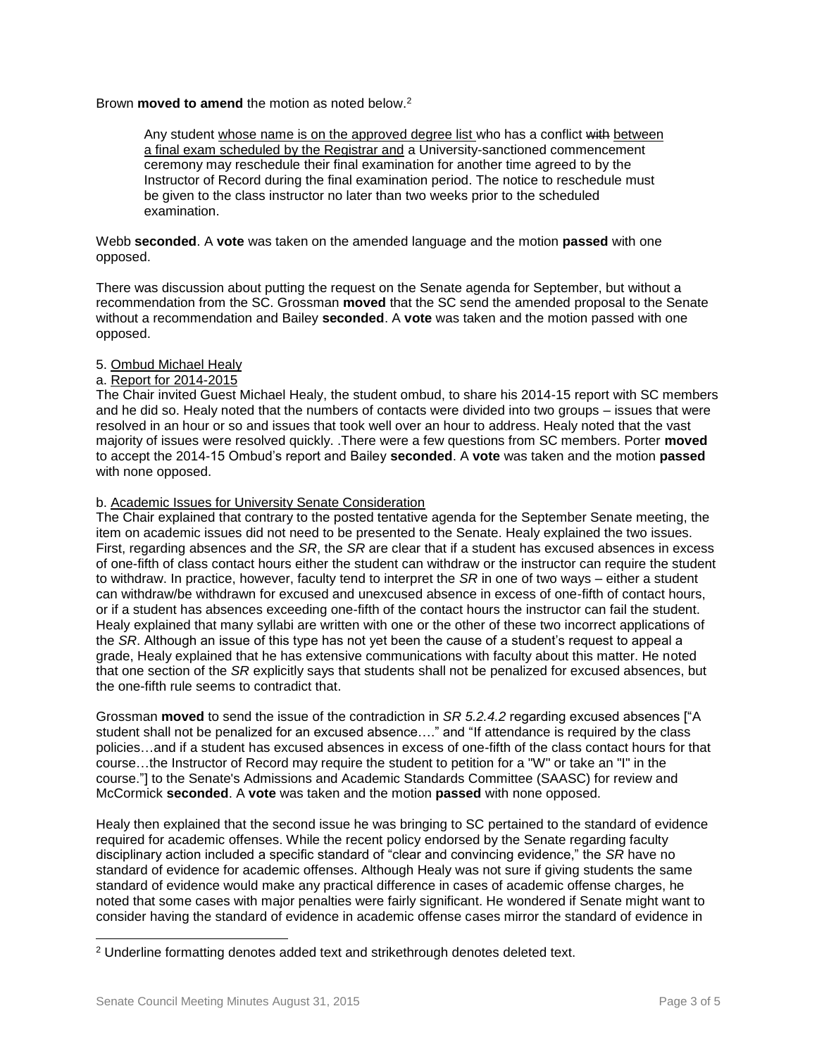Brown **moved to amend** the motion as noted below.[2]

> Any student <u>whose name is on the approved degree list</u> who has a conflict ~~with~~ <u>between a final exam scheduled by the Registrar and</u> a University-sanctioned commencement ceremony may reschedule their final examination for another time agreed to by the Instructor of Record during the final examination period. The notice to reschedule must be given to the class instructor no later than two weeks prior to the scheduled examination.

Webb **seconded**. A **vote** was taken on the amended language and the motion **passed** with one opposed.

There was discussion about putting the request on the Senate agenda for September, but without a recommendation from the SC. Grossman **moved** that the SC send the amended proposal to the Senate without a recommendation and Bailey **seconded**. A **vote** was taken and the motion passed with one opposed.

5. <u>Ombud Michael Healy</u>

a. <u>Report for 2014-2015</u>

The Chair invited Guest Michael Healy, the student ombud, to share his 2014-15 report with SC members and he did so. Healy noted that the numbers of contacts were divided into two groups – issues that were resolved in an hour or so and issues that took well over an hour to address. Healy noted that the vast majority of issues were resolved quickly. .There were a few questions from SC members. Porter **moved** to accept the 2014-15 Ombud's report and Bailey **seconded**. A **vote** was taken and the motion **passed** with none opposed.

b. <u>Academic Issues for University Senate Consideration</u>

The Chair explained that contrary to the posted tentative agenda for the September Senate meeting, the item on academic issues did not need to be presented to the Senate. Healy explained the two issues. First, regarding absences and the *SR*, the *SR* are clear that if a student has excused absences in excess of one-fifth of class contact hours either the student can withdraw or the instructor can require the student to withdraw. In practice, however, faculty tend to interpret the *SR* in one of two ways – either a student can withdraw/be withdrawn for excused and unexcused absence in excess of one-fifth of contact hours, or if a student has absences exceeding one-fifth of the contact hours the instructor can fail the student. Healy explained that many syllabi are written with one or the other of these two incorrect applications of the *SR*. Although an issue of this type has not yet been the cause of a student's request to appeal a grade, Healy explained that he has extensive communications with faculty about this matter. He noted that one section of the *SR* explicitly says that students shall not be penalized for excused absences, but the one-fifth rule seems to contradict that.

Grossman **moved** to send the issue of the contradiction in *SR 5.2.4.2* regarding excused absences ["A student shall not be penalized for an excused absence…." and "If attendance is required by the class policies…and if a student has excused absences in excess of one-fifth of the class contact hours for that course…the Instructor of Record may require the student to petition for a "W" or take an "I" in the course."] to the Senate's Admissions and Academic Standards Committee (SAASC) for review and McCormick **seconded**. A **vote** was taken and the motion **passed** with none opposed.

Healy then explained that the second issue he was bringing to SC pertained to the standard of evidence required for academic offenses. While the recent policy endorsed by the Senate regarding faculty disciplinary action included a specific standard of "clear and convincing evidence," the *SR* have no standard of evidence for academic offenses. Although Healy was not sure if giving students the same standard of evidence would make any practical difference in cases of academic offense charges, he noted that some cases with major penalties were fairly significant. He wondered if Senate might want to consider having the standard of evidence in academic offense cases mirror the standard of evidence in

---

[2] Underline formatting denotes added text and strikethrough denotes deleted text.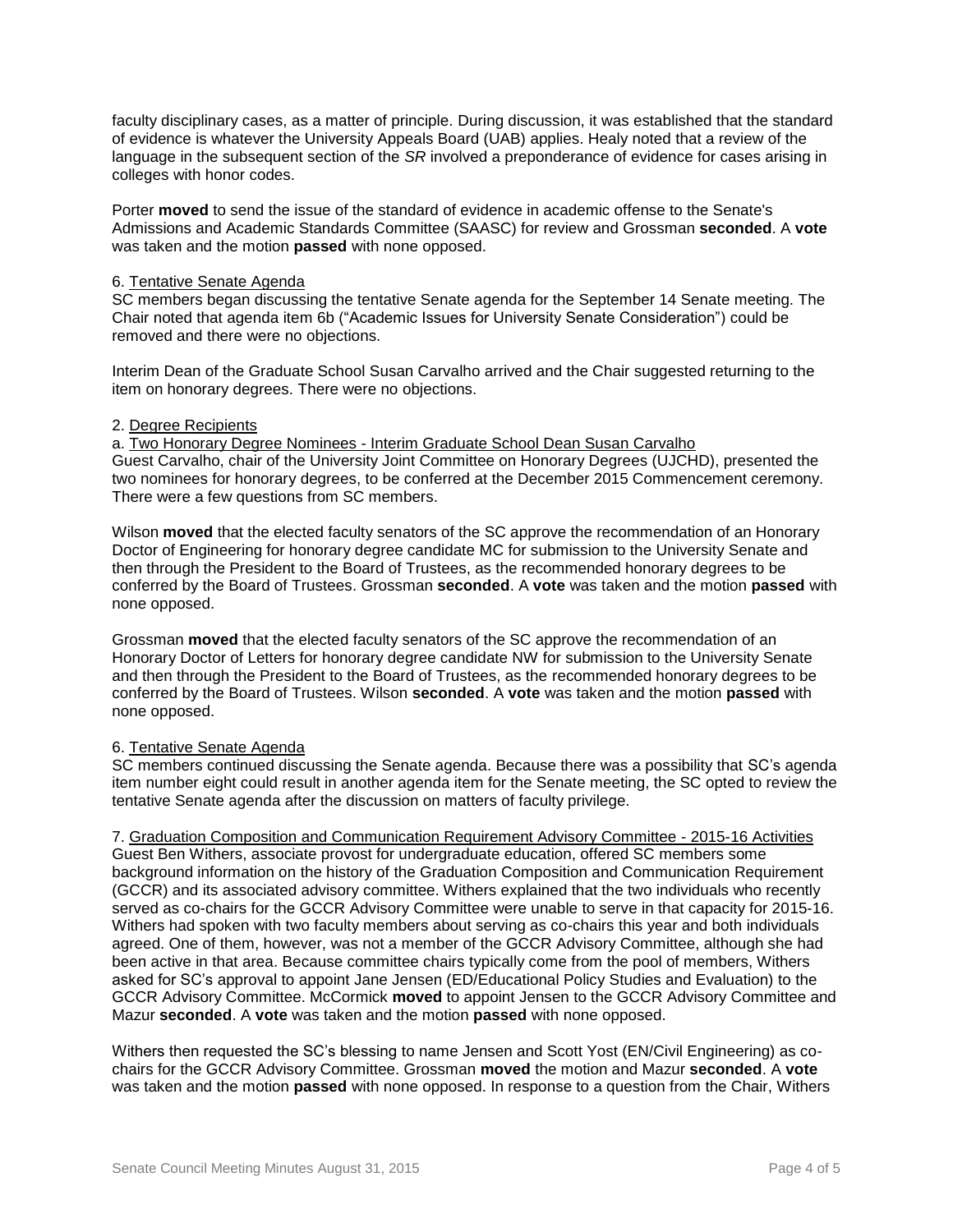faculty disciplinary cases, as a matter of principle. During discussion, it was established that the standard of evidence is whatever the University Appeals Board (UAB) applies. Healy noted that a review of the language in the subsequent section of the *SR* involved a preponderance of evidence for cases arising in colleges with honor codes.

Porter **moved** to send the issue of the standard of evidence in academic offense to the Senate's Admissions and Academic Standards Committee (SAASC) for review and Grossman **seconded**. A **vote** was taken and the motion **passed** with none opposed.

6. Tentative Senate Agenda

SC members began discussing the tentative Senate agenda for the September 14 Senate meeting. The Chair noted that agenda item 6b ("Academic Issues for University Senate Consideration") could be removed and there were no objections.

Interim Dean of the Graduate School Susan Carvalho arrived and the Chair suggested returning to the item on honorary degrees. There were no objections.

2. Degree Recipients

a. Two Honorary Degree Nominees - Interim Graduate School Dean Susan Carvalho

Guest Carvalho, chair of the University Joint Committee on Honorary Degrees (UJCHD), presented the two nominees for honorary degrees, to be conferred at the December 2015 Commencement ceremony. There were a few questions from SC members.

Wilson **moved** that the elected faculty senators of the SC approve the recommendation of an Honorary Doctor of Engineering for honorary degree candidate MC for submission to the University Senate and then through the President to the Board of Trustees, as the recommended honorary degrees to be conferred by the Board of Trustees. Grossman **seconded**. A **vote** was taken and the motion **passed** with none opposed.

Grossman **moved** that the elected faculty senators of the SC approve the recommendation of an Honorary Doctor of Letters for honorary degree candidate NW for submission to the University Senate and then through the President to the Board of Trustees, as the recommended honorary degrees to be conferred by the Board of Trustees. Wilson **seconded**. A **vote** was taken and the motion **passed** with none opposed.

6. Tentative Senate Agenda

SC members continued discussing the Senate agenda. Because there was a possibility that SC's agenda item number eight could result in another agenda item for the Senate meeting, the SC opted to review the tentative Senate agenda after the discussion on matters of faculty privilege.

7. Graduation Composition and Communication Requirement Advisory Committee - 2015-16 Activities

Guest Ben Withers, associate provost for undergraduate education, offered SC members some background information on the history of the Graduation Composition and Communication Requirement (GCCR) and its associated advisory committee. Withers explained that the two individuals who recently served as co-chairs for the GCCR Advisory Committee were unable to serve in that capacity for 2015-16. Withers had spoken with two faculty members about serving as co-chairs this year and both individuals agreed. One of them, however, was not a member of the GCCR Advisory Committee, although she had been active in that area. Because committee chairs typically come from the pool of members, Withers asked for SC's approval to appoint Jane Jensen (ED/Educational Policy Studies and Evaluation) to the GCCR Advisory Committee. McCormick **moved** to appoint Jensen to the GCCR Advisory Committee and Mazur **seconded**. A **vote** was taken and the motion **passed** with none opposed.

Withers then requested the SC's blessing to name Jensen and Scott Yost (EN/Civil Engineering) as co-chairs for the GCCR Advisory Committee. Grossman **moved** the motion and Mazur **seconded**. A **vote** was taken and the motion **passed** with none opposed. In response to a question from the Chair, Withers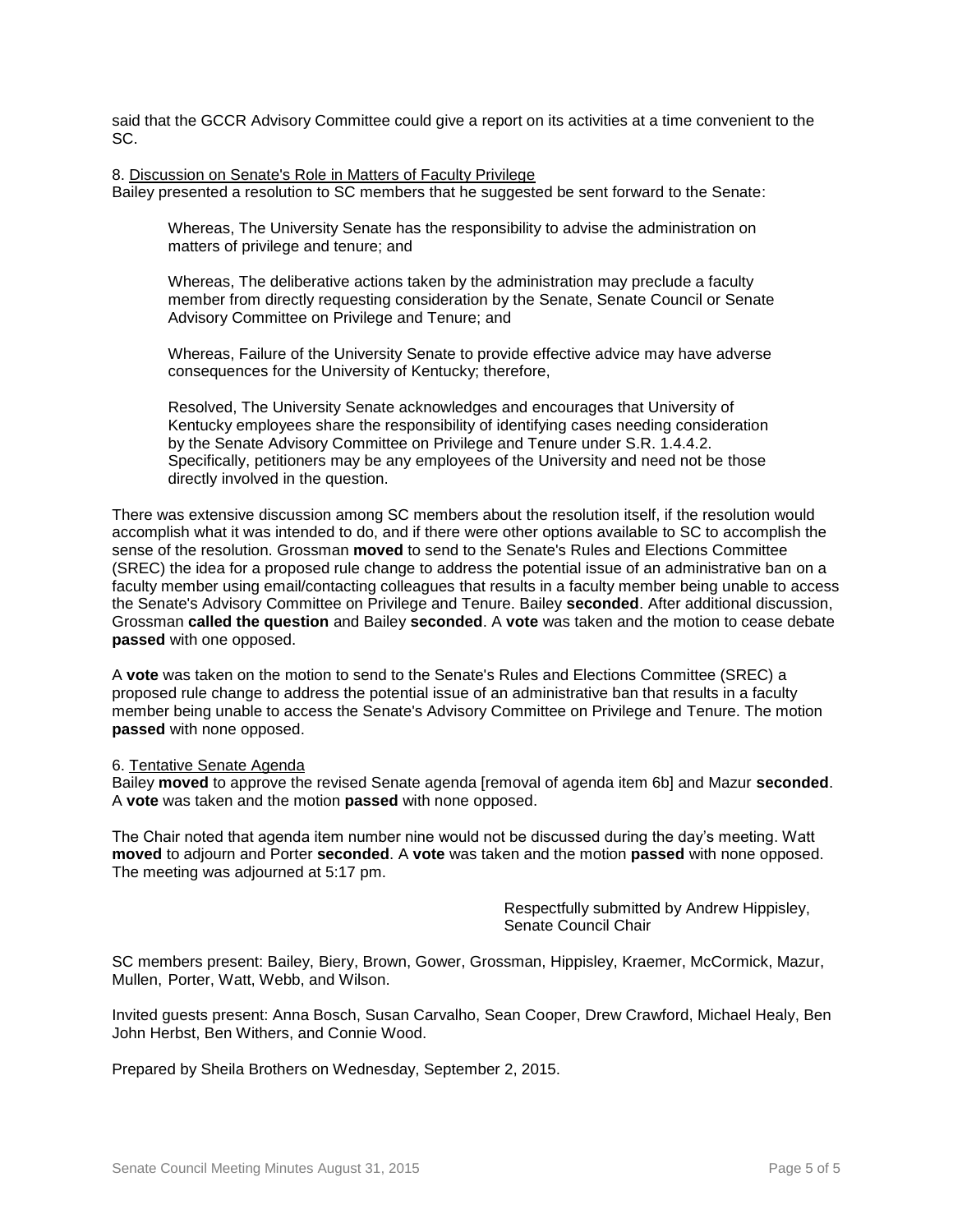said that the GCCR Advisory Committee could give a report on its activities at a time convenient to the SC.

8. Discussion on Senate's Role in Matters of Faculty Privilege

Bailey presented a resolution to SC members that he suggested be sent forward to the Senate:

> Whereas, The University Senate has the responsibility to advise the administration on matters of privilege and tenure; and
>
> Whereas, The deliberative actions taken by the administration may preclude a faculty member from directly requesting consideration by the Senate, Senate Council or Senate Advisory Committee on Privilege and Tenure; and
>
> Whereas, Failure of the University Senate to provide effective advice may have adverse consequences for the University of Kentucky; therefore,
>
> Resolved, The University Senate acknowledges and encourages that University of Kentucky employees share the responsibility of identifying cases needing consideration by the Senate Advisory Committee on Privilege and Tenure under S.R. 1.4.4.2. Specifically, petitioners may be any employees of the University and need not be those directly involved in the question.

There was extensive discussion among SC members about the resolution itself, if the resolution would accomplish what it was intended to do, and if there were other options available to SC to accomplish the sense of the resolution. Grossman **moved** to send to the Senate's Rules and Elections Committee (SREC) the idea for a proposed rule change to address the potential issue of an administrative ban on a faculty member using email/contacting colleagues that results in a faculty member being unable to access the Senate's Advisory Committee on Privilege and Tenure. Bailey **seconded**. After additional discussion, Grossman **called the question** and Bailey **seconded**. A **vote** was taken and the motion to cease debate **passed** with one opposed.

A **vote** was taken on the motion to send to the Senate's Rules and Elections Committee (SREC) a proposed rule change to address the potential issue of an administrative ban that results in a faculty member being unable to access the Senate's Advisory Committee on Privilege and Tenure. The motion **passed** with none opposed.

6. Tentative Senate Agenda

Bailey **moved** to approve the revised Senate agenda [removal of agenda item 6b] and Mazur **seconded**. A **vote** was taken and the motion **passed** with none opposed.

The Chair noted that agenda item number nine would not be discussed during the day's meeting. Watt **moved** to adjourn and Porter **seconded**. A **vote** was taken and the motion **passed** with none opposed. The meeting was adjourned at 5:17 pm.

Respectfully submitted by Andrew Hippisley,
Senate Council Chair

SC members present: Bailey, Biery, Brown, Gower, Grossman, Hippisley, Kraemer, McCormick, Mazur, Mullen, Porter, Watt, Webb, and Wilson.

Invited guests present: Anna Bosch, Susan Carvalho, Sean Cooper, Drew Crawford, Michael Healy, Ben John Herbst, Ben Withers, and Connie Wood.

Prepared by Sheila Brothers on Wednesday, September 2, 2015.